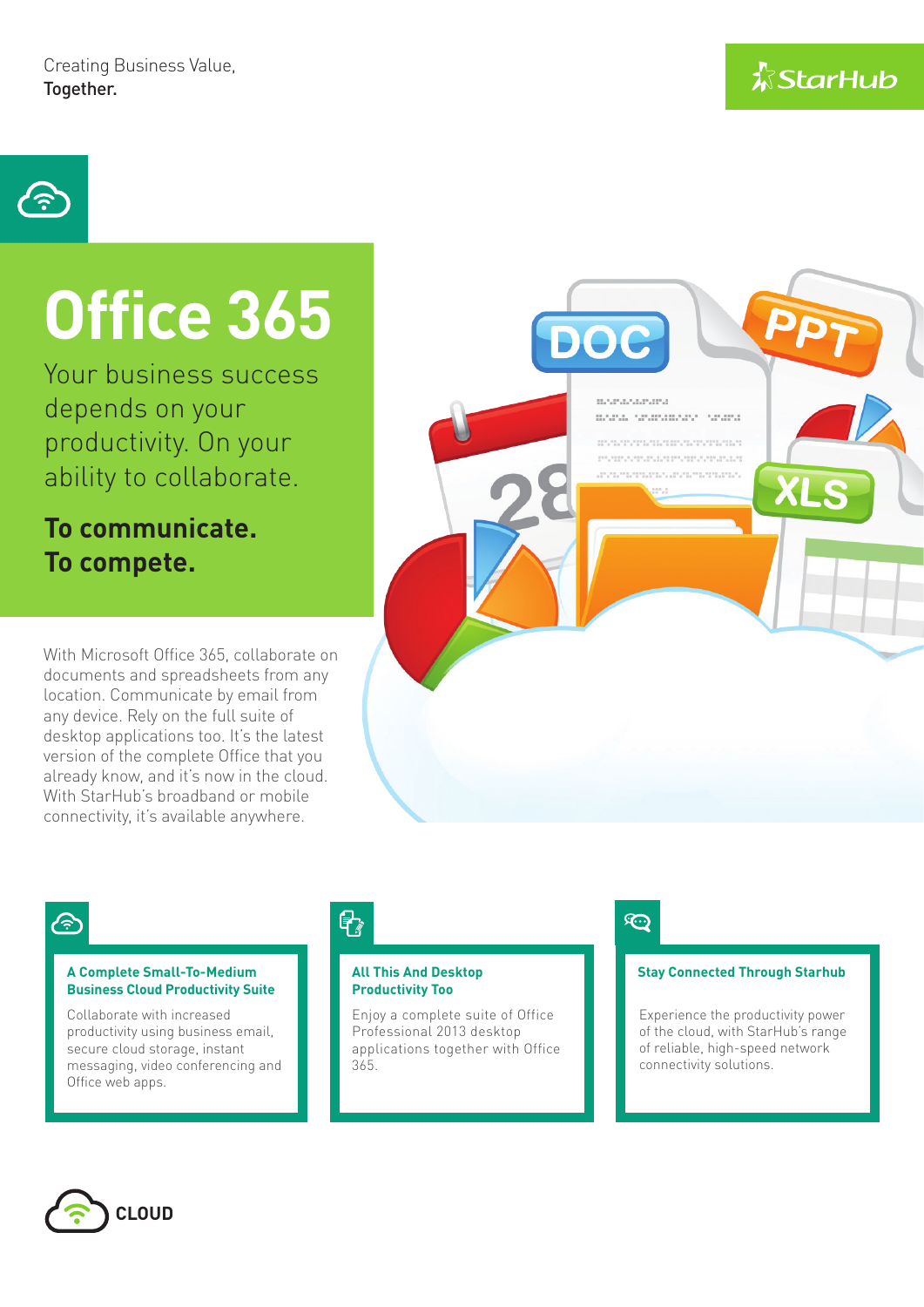Creating Business Value,
**Together.**

StarHub

# Office 365

Your business success depends on your productivity. On your ability to collaborate.

**To communicate.**
**To compete.**

With Microsoft Office 365, collaborate on documents and spreadsheets from any location. Communicate by email from any device. Rely on the full suite of desktop applications too. It's the latest version of the complete Office that you already know, and it's now in the cloud. With StarHub's broadband or mobile connectivity, it's available anywhere.

### A Complete Small-To-Medium Business Cloud Productivity Suite

Collaborate with increased productivity using business email, secure cloud storage, instant messaging, video conferencing and Office web apps.

### All This And Desktop Productivity Too

Enjoy a complete suite of Office Professional 2013 desktop applications together with Office 365.

### Stay Connected Through Starhub

Experience the productivity power of the cloud, with StarHub's range of reliable, high-speed network connectivity solutions.

**CLOUD**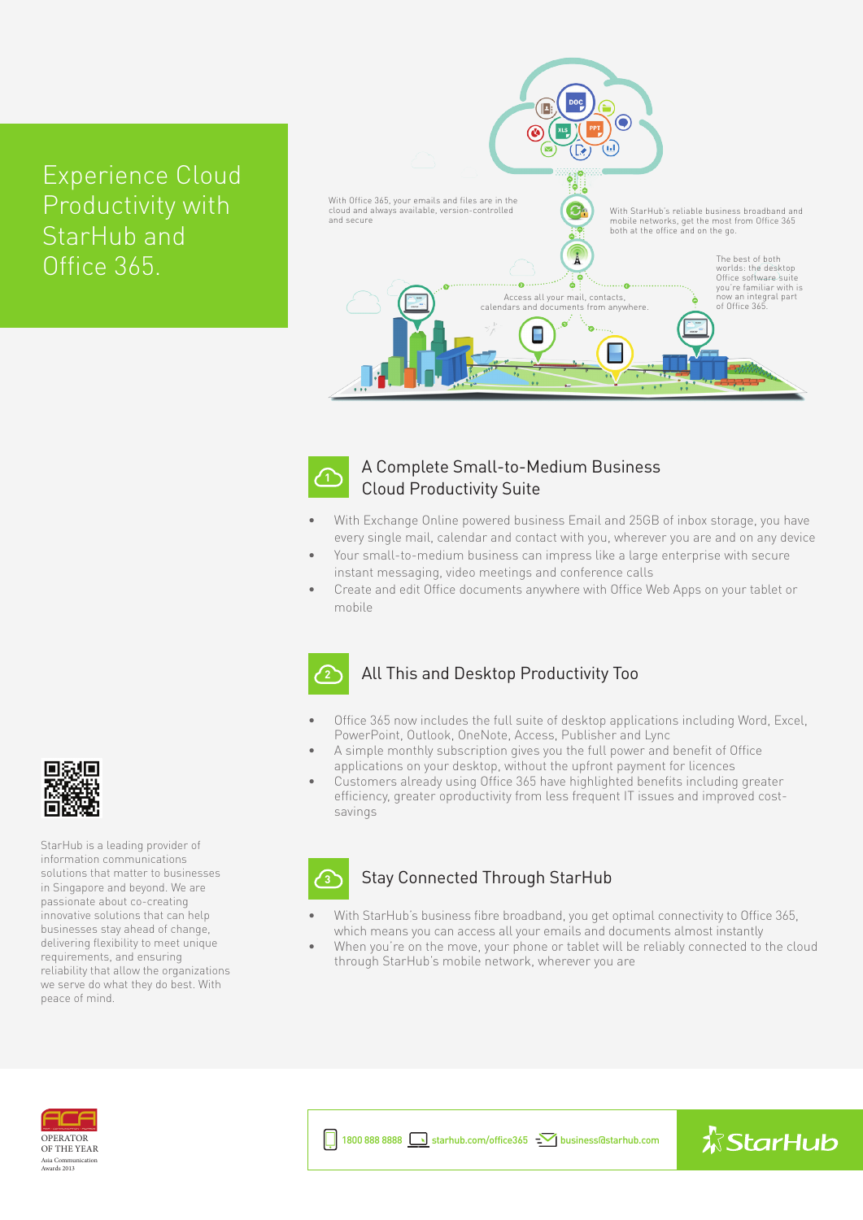# Experience Cloud Productivity with StarHub and Office 365.

With Office 365, your emails and files are in the cloud and always available, version-controlled and secure

With StarHub's reliable business broadband and mobile networks, get the most from Office 365 both at the office and on the go.

The best of both worlds: the desktop Office software suite you're familiar with is now an integral part of Office 365.

Access all your mail, contacts, calendars and documents from anywhere.

## 1 A Complete Small-to-Medium Business Cloud Productivity Suite

- With Exchange Online powered business Email and 25GB of inbox storage, you have every single mail, calendar and contact with you, wherever you are and on any device
- Your small-to-medium business can impress like a large enterprise with secure instant messaging, video meetings and conference calls
- Create and edit Office documents anywhere with Office Web Apps on your tablet or mobile

## 2 All This and Desktop Productivity Too

- Office 365 now includes the full suite of desktop applications including Word, Excel, PowerPoint, Outlook, OneNote, Access, Publisher and Lync
- A simple monthly subscription gives you the full power and benefit of Office applications on your desktop, without the upfront payment for licences
- Customers already using Office 365 have highlighted benefits including greater efficiency, greater oproductivity from less frequent IT issues and improved cost-savings

## 3 Stay Connected Through StarHub

- With StarHub's business fibre broadband, you get optimal connectivity to Office 365, which means you can access all your emails and documents almost instantly
- When you're on the move, your phone or tablet will be reliably connected to the cloud through StarHub's mobile network, wherever you are

StarHub is a leading provider of information communications solutions that matter to businesses in Singapore and beyond. We are passionate about co-creating innovative solutions that can help businesses stay ahead of change, delivering flexibility to meet unique requirements, and ensuring reliability that allow the organizations we serve do what they do best. With peace of mind.

ACA OPERATOR OF THE YEAR Asia Communication Awards 2013

1800 888 8888 starhub.com/office365 business@starhub.com

StarHub